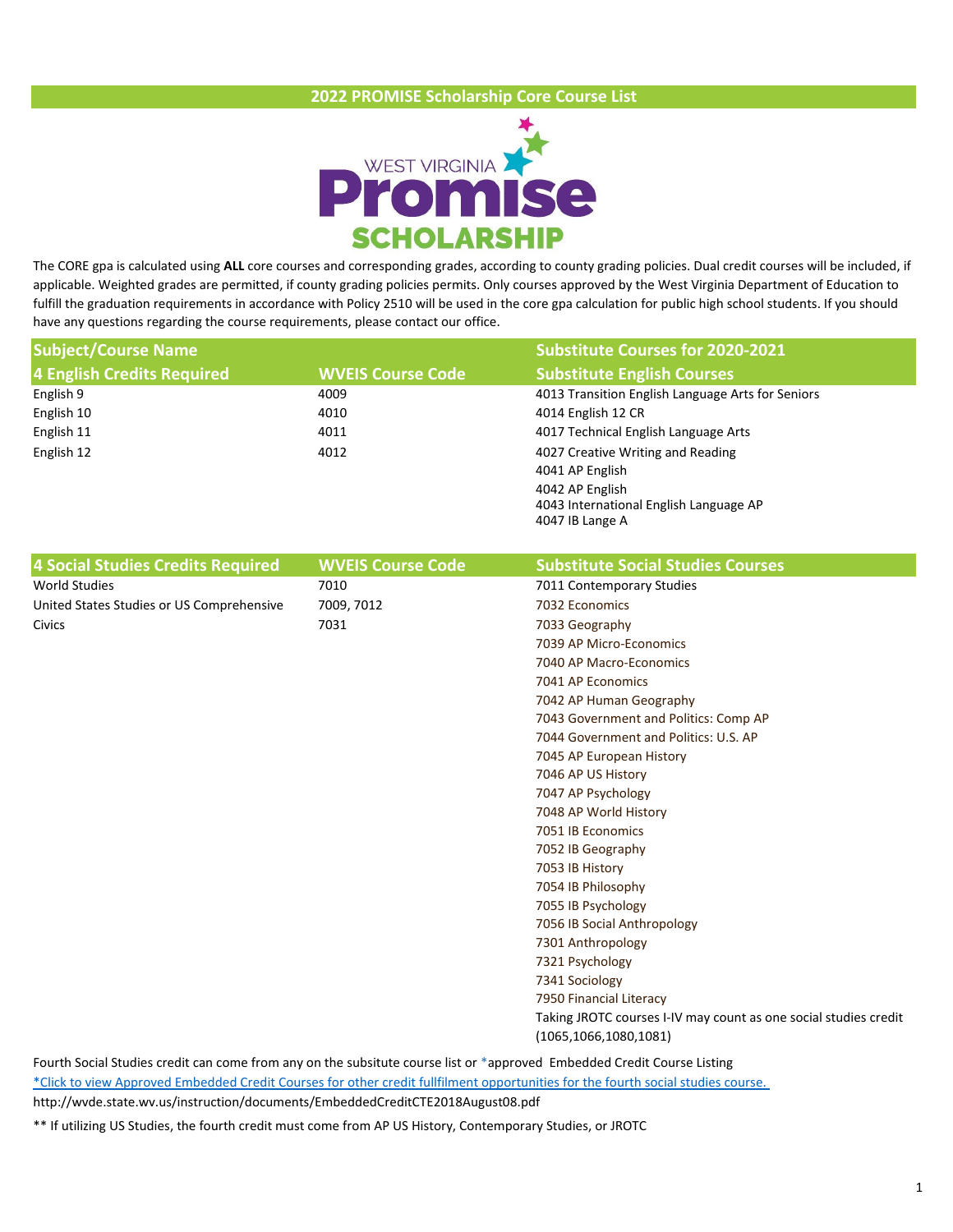# 2022 PROMISE Scholarship Core Course List

WEST VIRGINIA **Promise** SCHOLARSHIP

The CORE gpa is calculated using **ALL** core courses and corresponding grades, according to county grading policies. Dual credit courses will be included, if applicable. Weighted grades are permitted, if county grading policies permits. Only courses approved by the West Virginia Department of Education to fulfill the graduation requirements in accordance with Policy 2510 will be used in the core gpa calculation for public high school students. If you should have any questions regarding the course requirements, please contact our office.

| Subject/Course Name | | Substitute Courses for 2020-2021 |
|---|---|---|
| **4 English Credits Required** | **WVEIS Course Code** | **Substitute English Courses** |
| English 9 | 4009 | 4013 Transition English Language Arts for Seniors |
| English 10 | 4010 | 4014 English 12 CR |
| English 11 | 4011 | 4017 Technical English Language Arts |
| English 12 | 4012 | 4027 Creative Writing and Reading |
| | | 4041 AP English |
| | | 4042 AP English |
| | | 4043 International English Language AP |
| | | 4047 IB Lange A |

| 4 Social Studies Credits Required | WVEIS Course Code | Substitute Social Studies Courses |
|---|---|---|
| World Studies | 7010 | 7011 Contemporary Studies |
| United States Studies or US Comprehensive | 7009, 7012 | 7032 Economics |
| Civics | 7031 | 7033 Geography |
| | | 7039 AP Micro-Economics |
| | | 7040 AP Macro-Economics |
| | | 7041 AP Economics |
| | | 7042 AP Human Geography |
| | | 7043 Government and Politics: Comp AP |
| | | 7044 Government and Politics: U.S. AP |
| | | 7045 AP European History |
| | | 7046 AP US History |
| | | 7047 AP Psychology |
| | | 7048 AP World History |
| | | 7051 IB Economics |
| | | 7052 IB Geography |
| | | 7053 IB History |
| | | 7054 IB Philosophy |
| | | 7055 IB Psychology |
| | | 7056 IB Social Anthropology |
| | | 7301 Anthropology |
| | | 7321 Psychology |
| | | 7341 Sociology |
| | | 7950 Financial Literacy |
| | | Taking JROTC courses I-IV may count as one social studies credit (1065,1066,1080,1081) |

Fourth Social Studies credit can come from any on the subsitute course list or *approved Embedded Credit Course Listing

*Click to view Approved Embedded Credit Courses for other credit fullfilment opportunities for the fourth social studies course.

http://wvde.state.wv.us/instruction/documents/EmbeddedCreditCTE2018August08.pdf

** If utilizing US Studies, the fourth credit must come from AP US History, Contemporary Studies, or JROTC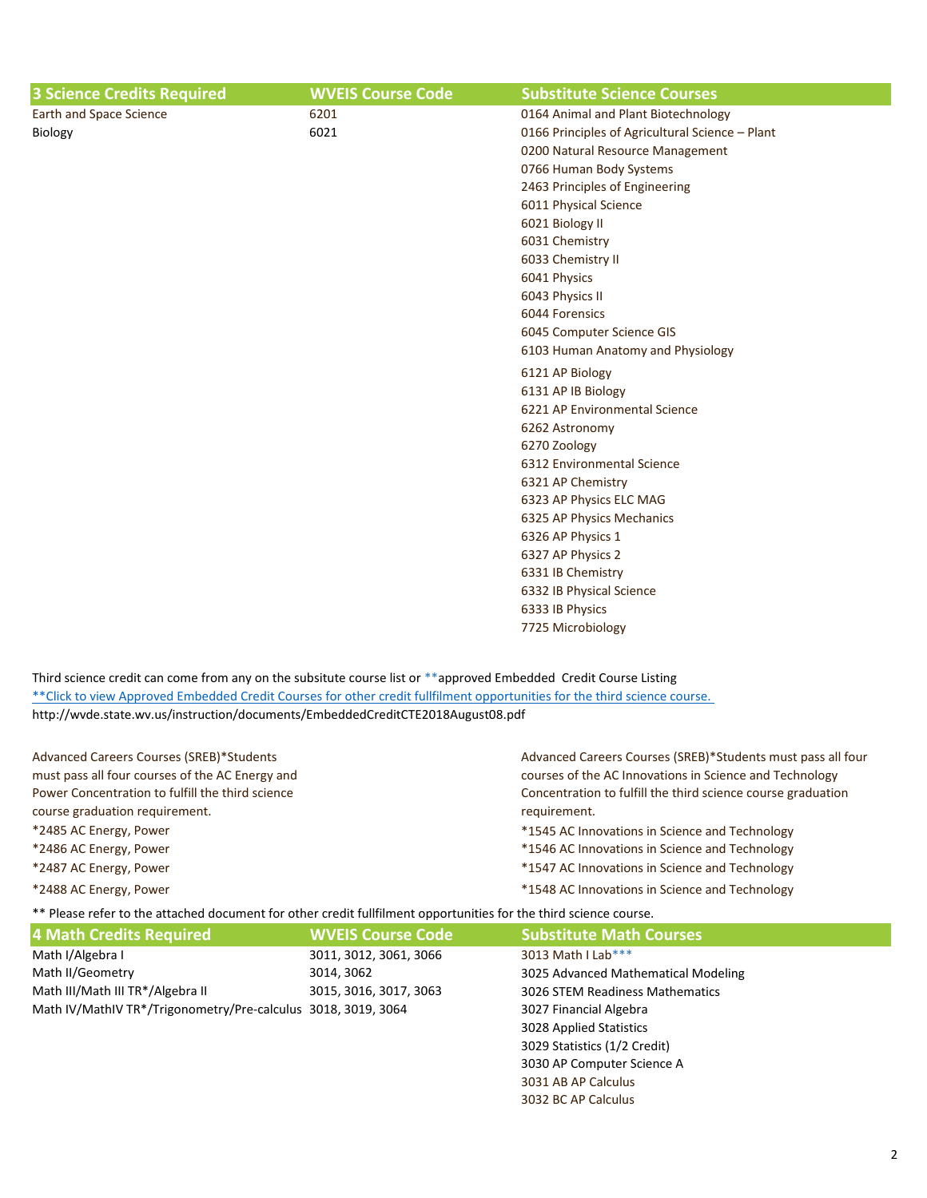| 3 Science Credits Required | WVEIS Course Code | Substitute Science Courses |
|---|---|---|
| Earth and Space Science | 6201 | 0164 Animal and Plant Biotechnology |
| Biology | 6021 | 0166 Principles of Agricultural Science – Plant |
| | | 0200 Natural Resource Management |
| | | 0766 Human Body Systems |
| | | 2463 Principles of Engineering |
| | | 6011 Physical Science |
| | | 6021 Biology II |
| | | 6031 Chemistry |
| | | 6033 Chemistry II |
| | | 6041 Physics |
| | | 6043 Physics II |
| | | 6044 Forensics |
| | | 6045 Computer Science GIS |
| | | 6103 Human Anatomy and Physiology |
| | | 6121 AP Biology |
| | | 6131 AP IB Biology |
| | | 6221 AP Environmental Science |
| | | 6262 Astronomy |
| | | 6270 Zoology |
| | | 6312 Environmental Science |
| | | 6321 AP Chemistry |
| | | 6323 AP Physics ELC MAG |
| | | 6325 AP Physics Mechanics |
| | | 6326 AP Physics 1 |
| | | 6327 AP Physics 2 |
| | | 6331 IB Chemistry |
| | | 6332 IB Physical Science |
| | | 6333 IB Physics |
| | | 7725 Microbiology |

Third science credit can come from any on the subsitute course list or **approved Embedded Credit Course Listing
**Click to view Approved Embedded Credit Courses for other credit fullfilment opportunities for the third science course.
http://wvde.state.wv.us/instruction/documents/EmbeddedCreditCTE2018August08.pdf

Advanced Careers Courses (SREB)*Students must pass all four courses of the AC Energy and Power Concentration to fulfill the third science course graduation requirement.

*2485 AC Energy, Power
*2486 AC Energy, Power
*2487 AC Energy, Power
*2488 AC Energy, Power

Advanced Careers Courses (SREB)*Students must pass all four courses of the AC Innovations in Science and Technology Concentration to fulfill the third science course graduation requirement.

*1545 AC Innovations in Science and Technology
*1546 AC Innovations in Science and Technology
*1547 AC Innovations in Science and Technology
*1548 AC Innovations in Science and Technology

** Please refer to the attached document for other credit fullfilment opportunities for the third science course.

| 4 Math Credits Required | WVEIS Course Code | Substitute Math Courses |
|---|---|---|
| Math I/Algebra I | 3011, 3012, 3061, 3066 | 3013 Math I Lab*** |
| Math II/Geometry | 3014, 3062 | 3025 Advanced Mathematical Modeling |
| Math III/Math III TR*/Algebra II | 3015, 3016, 3017, 3063 | 3026 STEM Readiness Mathematics |
| Math IV/MathIV TR*/Trigonometry/Pre-calculus | 3018, 3019, 3064 | 3027 Financial Algebra |
| | | 3028 Applied Statistics |
| | | 3029 Statistics (1/2 Credit) |
| | | 3030 AP Computer Science A |
| | | 3031 AB AP Calculus |
| | | 3032 BC AP Calculus |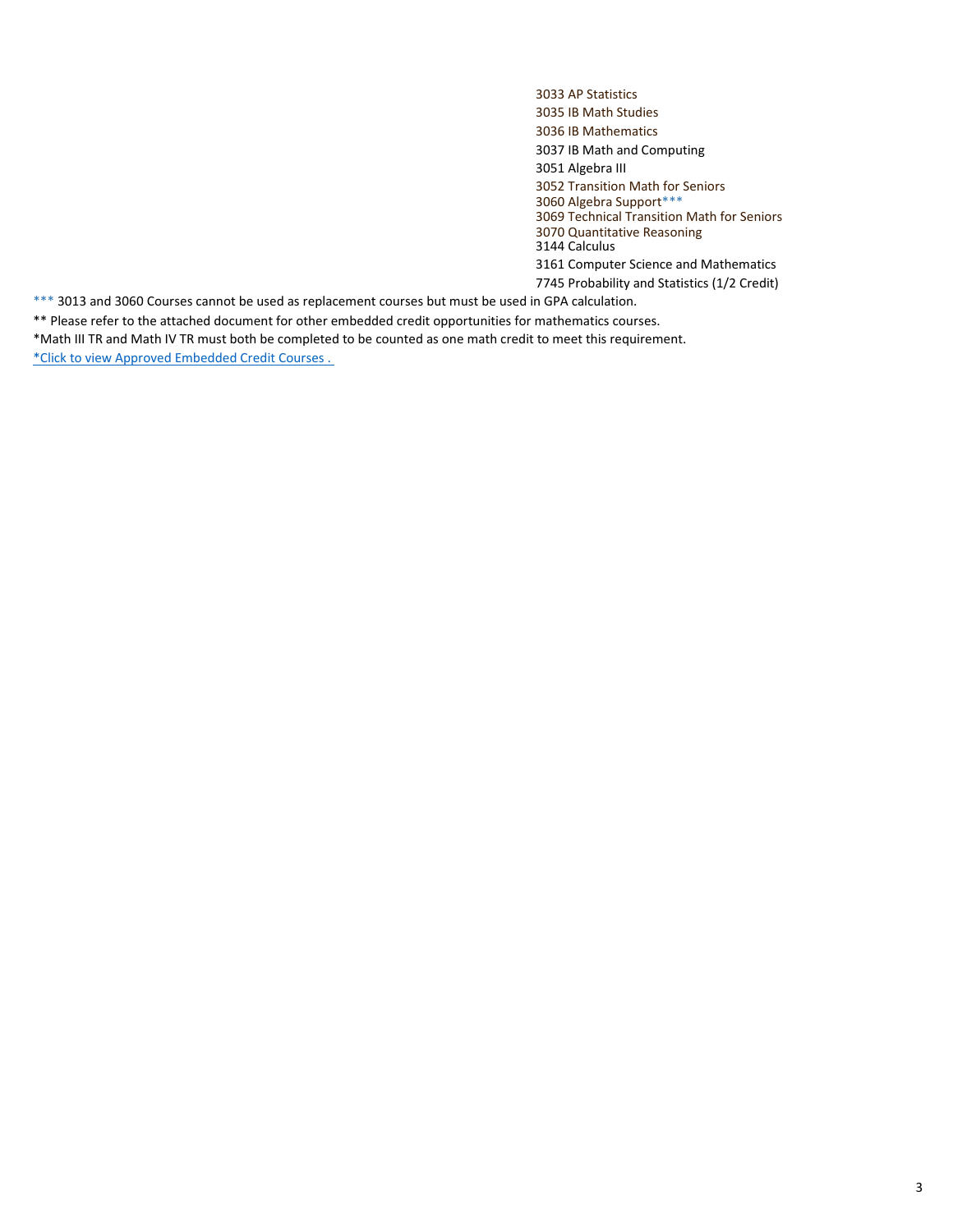3033 AP Statistics
3035 IB Math Studies
3036 IB Mathematics
3037 IB Math and Computing
3051 Algebra III
3052 Transition Math for Seniors
3060 Algebra Support***
3069 Technical Transition Math for Seniors
3070 Quantitative Reasoning
3144 Calculus
3161 Computer Science and Mathematics
7745 Probability and Statistics (1/2 Credit)

*** 3013 and 3060 Courses cannot be used as replacement courses but must be used in GPA calculation.

** Please refer to the attached document for other embedded credit opportunities for mathematics courses.

*Math III TR and Math IV TR must both be completed to be counted as one math credit to meet this requirement.

*Click to view Approved Embedded Credit Courses .